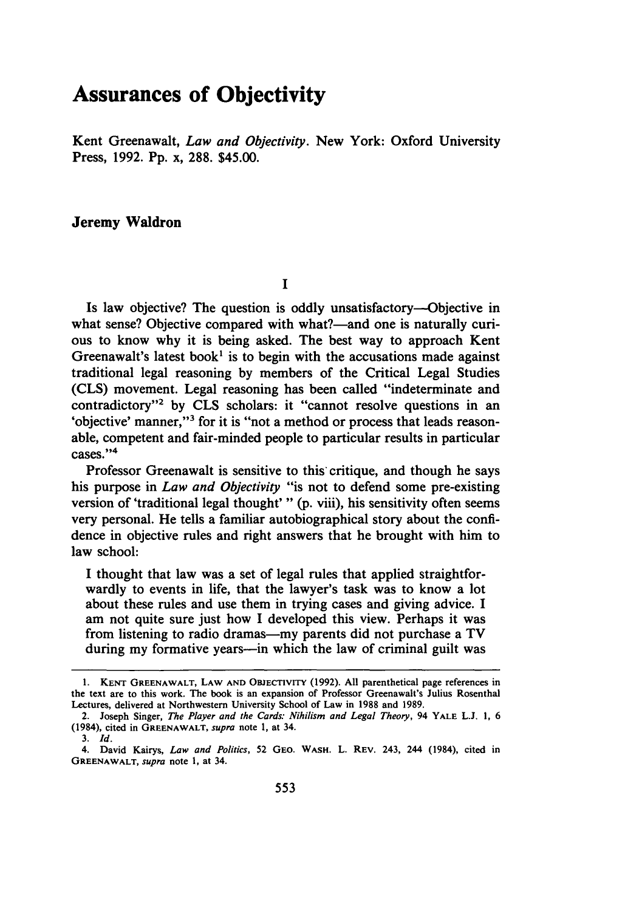# Assurances of Objectivity

Kent Greenawalt, *Law and Objectivity*. New York: Oxford University Press, 1992. Pp. x, 288. $45.00.

**Jeremy Waldron**

## I

Is law objective? The question is oddly unsatisfactory—Objective in what sense? Objective compared with what?—and one is naturally curious to know why it is being asked. The best way to approach Kent Greenawalt's latest book[1] is to begin with the accusations made against traditional legal reasoning by members of the Critical Legal Studies (CLS) movement. Legal reasoning has been called "indeterminate and contradictory"[2] by CLS scholars: it "cannot resolve questions in an 'objective' manner,"[3] for it is "not a method or process that leads reasonable, competent and fair-minded people to particular results in particular cases."[4]

Professor Greenawalt is sensitive to this critique, and though he says his purpose in *Law and Objectivity* "is not to defend some pre-existing version of 'traditional legal thought' " (p. viii), his sensitivity often seems very personal. He tells a familiar autobiographical story about the confidence in objective rules and right answers that he brought with him to law school:

> I thought that law was a set of legal rules that applied straightforwardly to events in life, that the lawyer's task was to know a lot about these rules and use them in trying cases and giving advice. I am not quite sure just how I developed this view. Perhaps it was from listening to radio dramas—my parents did not purchase a TV during my formative years—in which the law of criminal guilt was

---

1. KENT GREENAWALT, LAW AND OBJECTIVITY (1992). All parenthetical page references in the text are to this work. The book is an expansion of Professor Greenawalt's Julius Rosenthal Lectures, delivered at Northwestern University School of Law in 1988 and 1989.
2. Joseph Singer, *The Player and the Cards: Nihilism and Legal Theory*, 94 YALE L.J. 1, 6 (1984), cited in GREENAWALT, *supra* note 1, at 34.
3. *Id.*
4. David Kairys, *Law and Politics*, 52 GEO. WASH. L. REV. 243, 244 (1984), cited in GREENAWALT, *supra* note 1, at 34.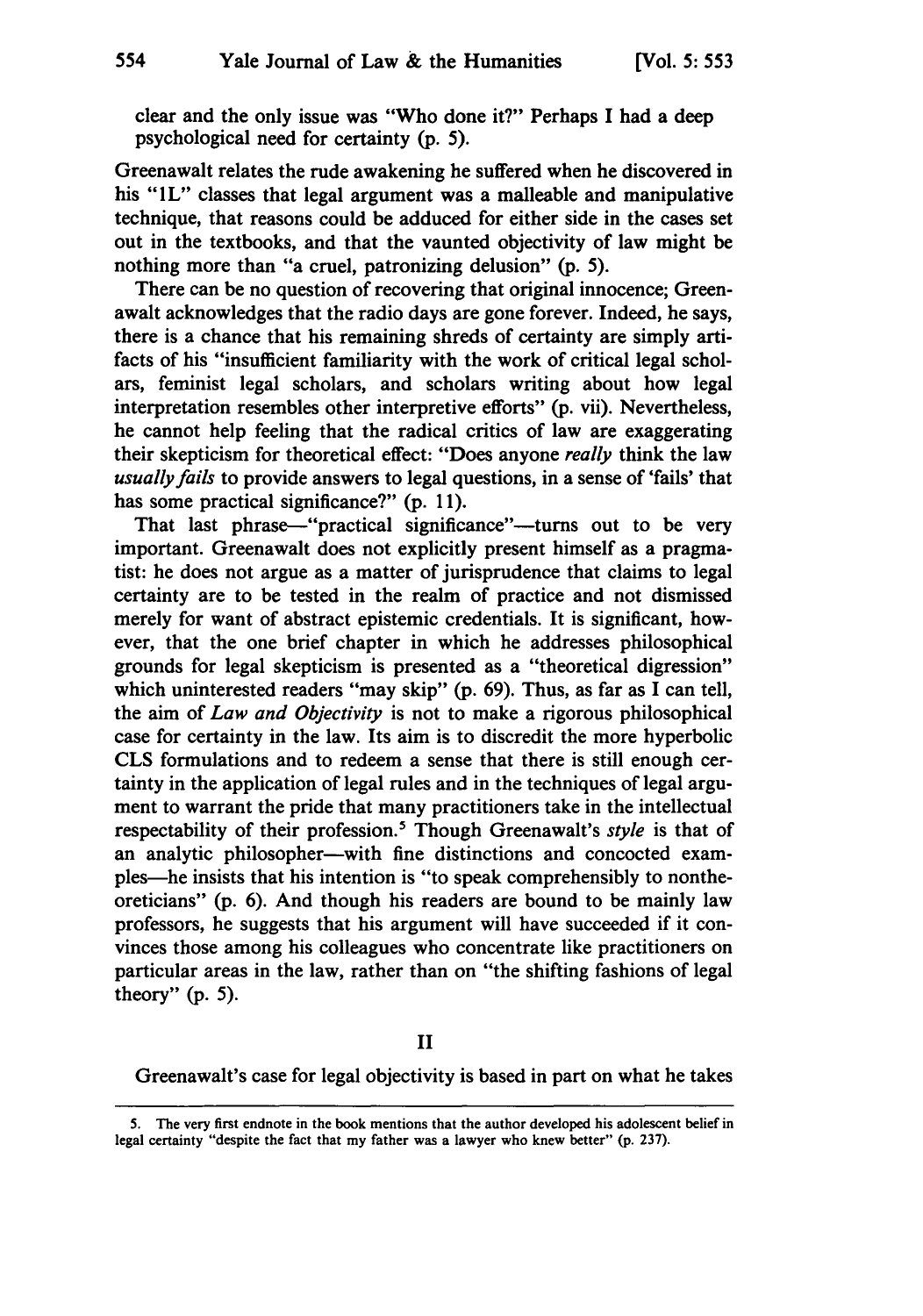clear and the only issue was "Who done it?" Perhaps I had a deep psychological need for certainty (p. 5).

Greenawalt relates the rude awakening he suffered when he discovered in his "1L" classes that legal argument was a malleable and manipulative technique, that reasons could be adduced for either side in the cases set out in the textbooks, and that the vaunted objectivity of law might be nothing more than "a cruel, patronizing delusion" (p. 5).

There can be no question of recovering that original innocence; Greenawalt acknowledges that the radio days are gone forever. Indeed, he says, there is a chance that his remaining shreds of certainty are simply artifacts of his "insufficient familiarity with the work of critical legal scholars, feminist legal scholars, and scholars writing about how legal interpretation resembles other interpretive efforts" (p. vii). Nevertheless, he cannot help feeling that the radical critics of law are exaggerating their skepticism for theoretical effect: "Does anyone *really* think the law *usually fails* to provide answers to legal questions, in a sense of 'fails' that has some practical significance?" (p. 11).

That last phrase—"practical significance"—turns out to be very important. Greenawalt does not explicitly present himself as a pragmatist: he does not argue as a matter of jurisprudence that claims to legal certainty are to be tested in the realm of practice and not dismissed merely for want of abstract epistemic credentials. It is significant, however, that the one brief chapter in which he addresses philosophical grounds for legal skepticism is presented as a "theoretical digression" which uninterested readers "may skip" (p. 69). Thus, as far as I can tell, the aim of *Law and Objectivity* is not to make a rigorous philosophical case for certainty in the law. Its aim is to discredit the more hyperbolic CLS formulations and to redeem a sense that there is still enough certainty in the application of legal rules and in the techniques of legal argument to warrant the pride that many practitioners take in the intellectual respectability of their profession.[5] Though Greenawalt's *style* is that of an analytic philosopher—with fine distinctions and concocted examples—he insists that his intention is "to speak comprehensibly to nontheoreticians" (p. 6). And though his readers are bound to be mainly law professors, he suggests that his argument will have succeeded if it convinces those among his colleagues who concentrate like practitioners on particular areas in the law, rather than on "the shifting fashions of legal theory" (p. 5).

## II

Greenawalt's case for legal objectivity is based in part on what he takes

---

5. The very first endnote in the book mentions that the author developed his adolescent belief in legal certainty "despite the fact that my father was a lawyer who knew better" (p. 237).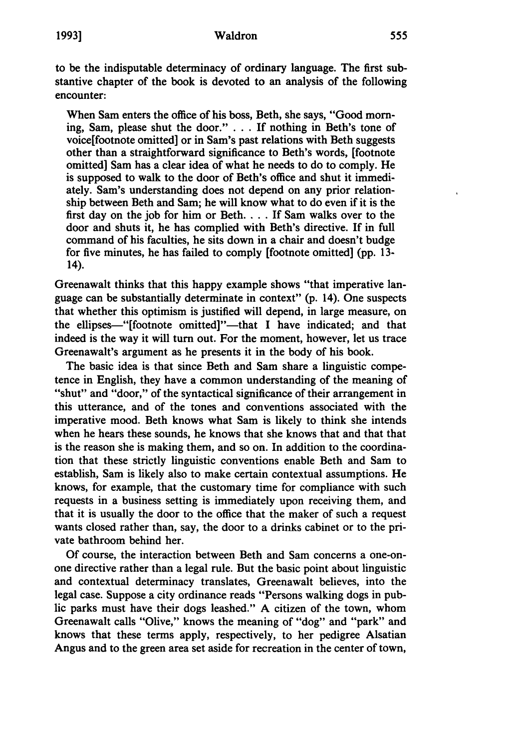to be the indisputable determinacy of ordinary language. The first substantive chapter of the book is devoted to an analysis of the following encounter:

> When Sam enters the office of his boss, Beth, she says, "Good morning, Sam, please shut the door." . . . If nothing in Beth's tone of voice[footnote omitted] or in Sam's past relations with Beth suggests other than a straightforward significance to Beth's words, [footnote omitted] Sam has a clear idea of what he needs to do to comply. He is supposed to walk to the door of Beth's office and shut it immediately. Sam's understanding does not depend on any prior relationship between Beth and Sam; he will know what to do even if it is the first day on the job for him or Beth. . . . If Sam walks over to the door and shuts it, he has complied with Beth's directive. If in full command of his faculties, he sits down in a chair and doesn't budge for five minutes, he has failed to comply [footnote omitted] (pp. 13-14).

Greenawalt thinks that this happy example shows "that imperative language can be substantially determinate in context" (p. 14). One suspects that whether this optimism is justified will depend, in large measure, on the ellipses—"[footnote omitted]"—that I have indicated; and that indeed is the way it will turn out. For the moment, however, let us trace Greenawalt's argument as he presents it in the body of his book.

The basic idea is that since Beth and Sam share a linguistic competence in English, they have a common understanding of the meaning of "shut" and "door," of the syntactical significance of their arrangement in this utterance, and of the tones and conventions associated with the imperative mood. Beth knows what Sam is likely to think she intends when he hears these sounds, he knows that she knows that and that that is the reason she is making them, and so on. In addition to the coordination that these strictly linguistic conventions enable Beth and Sam to establish, Sam is likely also to make certain contextual assumptions. He knows, for example, that the customary time for compliance with such requests in a business setting is immediately upon receiving them, and that it is usually the door to the office that the maker of such a request wants closed rather than, say, the door to a drinks cabinet or to the private bathroom behind her.

Of course, the interaction between Beth and Sam concerns a one-on-one directive rather than a legal rule. But the basic point about linguistic and contextual determinacy translates, Greenawalt believes, into the legal case. Suppose a city ordinance reads "Persons walking dogs in public parks must have their dogs leashed." A citizen of the town, whom Greenawalt calls "Olive," knows the meaning of "dog" and "park" and knows that these terms apply, respectively, to her pedigree Alsatian Angus and to the green area set aside for recreation in the center of town,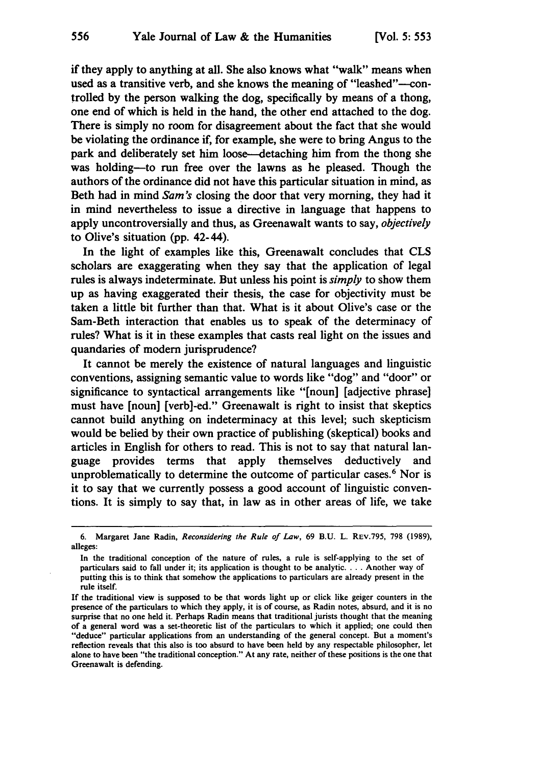if they apply to anything at all. She also knows what "walk" means when used as a transitive verb, and she knows the meaning of "leashed"—controlled by the person walking the dog, specifically by means of a thong, one end of which is held in the hand, the other end attached to the dog. There is simply no room for disagreement about the fact that she would be violating the ordinance if, for example, she were to bring Angus to the park and deliberately set him loose—detaching him from the thong she was holding—to run free over the lawns as he pleased. Though the authors of the ordinance did not have this particular situation in mind, as Beth had in mind *Sam's* closing the door that very morning, they had it in mind nevertheless to issue a directive in language that happens to apply uncontroversially and thus, as Greenawalt wants to say, *objectively* to Olive's situation (pp. 42-44).

In the light of examples like this, Greenawalt concludes that CLS scholars are exaggerating when they say that the application of legal rules is always indeterminate. But unless his point is *simply* to show them up as having exaggerated their thesis, the case for objectivity must be taken a little bit further than that. What is it about Olive's case or the Sam-Beth interaction that enables us to speak of the determinacy of rules? What is it in these examples that casts real light on the issues and quandaries of modern jurisprudence?

It cannot be merely the existence of natural languages and linguistic conventions, assigning semantic value to words like "dog" and "door" or significance to syntactical arrangements like "[noun] [adjective phrase] must have [noun] [verb]-ed." Greenawalt is right to insist that skeptics cannot build anything on indeterminacy at this level; such skepticism would be belied by their own practice of publishing (skeptical) books and articles in English for others to read. This is not to say that natural language provides terms that apply themselves deductively and unproblematically to determine the outcome of particular cases.[6] Nor is it to say that we currently possess a good account of linguistic conventions. It is simply to say that, in law as in other areas of life, we take

---

6. Margaret Jane Radin, *Reconsidering the Rule of Law*, 69 B.U. L. REV. 795, 798 (1989), alleges:

> In the traditional conception of the nature of rules, a rule is self-applying to the set of particulars said to fall under it; its application is thought to be analytic. . . . Another way of putting this is to think that somehow the applications to particulars are already present in the rule itself.

If the traditional view is supposed to be that words light up or click like geiger counters in the presence of the particulars to which they apply, it is of course, as Radin notes, absurd, and it is no surprise that no one held it. Perhaps Radin means that traditional jurists thought that the meaning of a general word was a set-theoretic list of the particulars to which it applied; one could then "deduce" particular applications from an understanding of the general concept. But a moment's reflection reveals that this also is too absurd to have been held by any respectable philosopher, let alone to have been "the traditional conception." At any rate, neither of these positions is the one that Greenawalt is defending.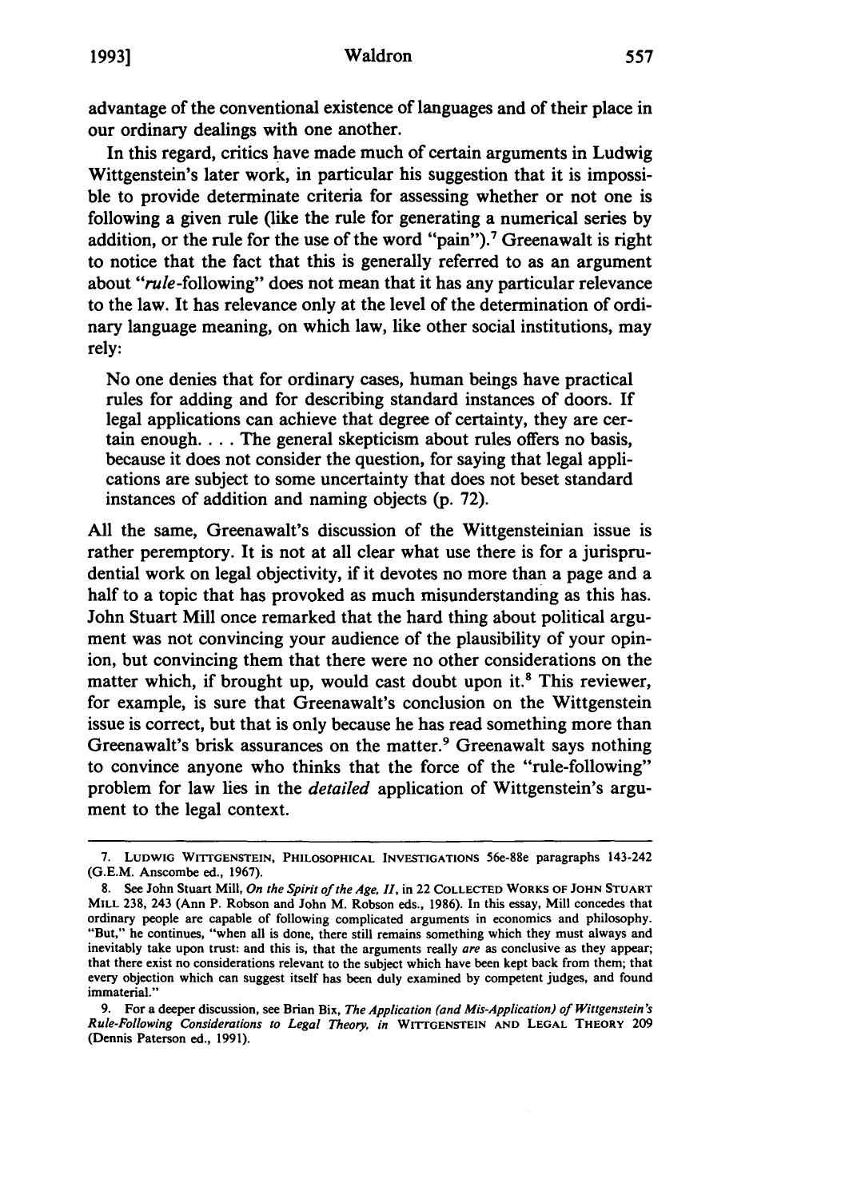advantage of the conventional existence of languages and of their place in our ordinary dealings with one another.

In this regard, critics have made much of certain arguments in Ludwig Wittgenstein's later work, in particular his suggestion that it is impossible to provide determinate criteria for assessing whether or not one is following a given rule (like the rule for generating a numerical series by addition, or the rule for the use of the word "pain").[7] Greenawalt is right to notice that the fact that this is generally referred to as an argument about "*rule*-following" does not mean that it has any particular relevance to the law. It has relevance only at the level of the determination of ordinary language meaning, on which law, like other social institutions, may rely:

> No one denies that for ordinary cases, human beings have practical rules for adding and for describing standard instances of doors. If legal applications can achieve that degree of certainty, they are certain enough. . . . The general skepticism about rules offers no basis, because it does not consider the question, for saying that legal applications are subject to some uncertainty that does not beset standard instances of addition and naming objects (p. 72).

All the same, Greenawalt's discussion of the Wittgensteinian issue is rather peremptory. It is not at all clear what use there is for a jurisprudential work on legal objectivity, if it devotes no more than a page and a half to a topic that has provoked as much misunderstanding as this has. John Stuart Mill once remarked that the hard thing about political argument was not convincing your audience of the plausibility of your opinion, but convincing them that there were no other considerations on the matter which, if brought up, would cast doubt upon it.[8] This reviewer, for example, is sure that Greenawalt's conclusion on the Wittgenstein issue is correct, but that is only because he has read something more than Greenawalt's brisk assurances on the matter.[9] Greenawalt says nothing to convince anyone who thinks that the force of the "rule-following" problem for law lies in the *detailed* application of Wittgenstein's argument to the legal context.

---

7. LUDWIG WITTGENSTEIN, PHILOSOPHICAL INVESTIGATIONS 56e-88e paragraphs 143-242 (G.E.M. Anscombe ed., 1967).

8. See John Stuart Mill, *On the Spirit of the Age, II*, in 22 COLLECTED WORKS OF JOHN STUART MILL 238, 243 (Ann P. Robson and John M. Robson eds., 1986). In this essay, Mill concedes that ordinary people are capable of following complicated arguments in economics and philosophy. "But," he continues, "when all is done, there still remains something which they must always and inevitably take upon trust: and this is, that the arguments really *are* as conclusive as they appear; that there exist no considerations relevant to the subject which have been kept back from them; that every objection which can suggest itself has been duly examined by competent judges, and found immaterial."

9. For a deeper discussion, see Brian Bix, *The Application (and Mis-Application) of Wittgenstein's Rule-Following Considerations to Legal Theory*, *in* WITTGENSTEIN AND LEGAL THEORY 209 (Dennis Paterson ed., 1991).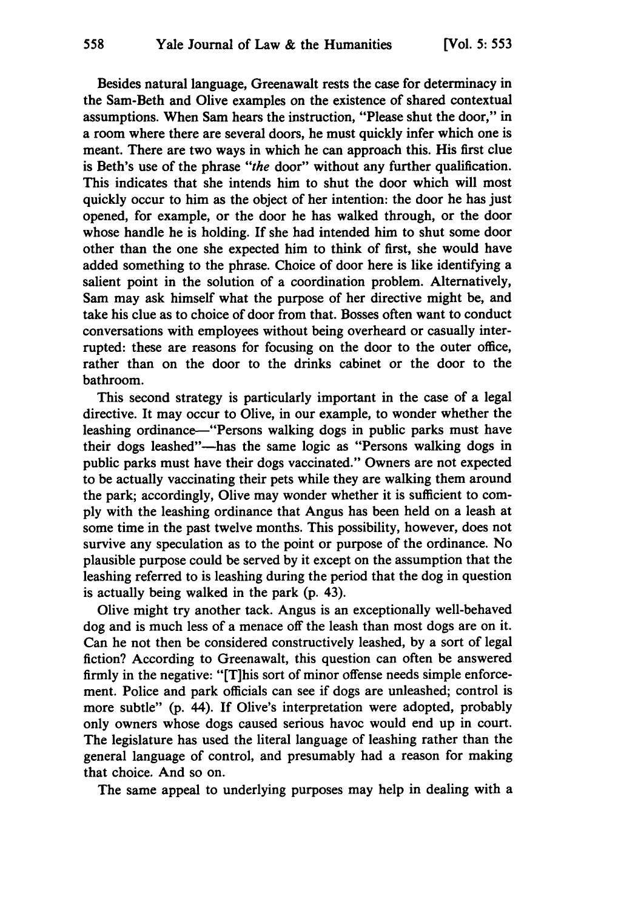Besides natural language, Greenawalt rests the case for determinacy in the Sam-Beth and Olive examples on the existence of shared contextual assumptions. When Sam hears the instruction, "Please shut the door," in a room where there are several doors, he must quickly infer which one is meant. There are two ways in which he can approach this. His first clue is Beth's use of the phrase "*the* door" without any further qualification. This indicates that she intends him to shut the door which will most quickly occur to him as the object of her intention: the door he has just opened, for example, or the door he has walked through, or the door whose handle he is holding. If she had intended him to shut some door other than the one she expected him to think of first, she would have added something to the phrase. Choice of door here is like identifying a salient point in the solution of a coordination problem. Alternatively, Sam may ask himself what the purpose of her directive might be, and take his clue as to choice of door from that. Bosses often want to conduct conversations with employees without being overheard or casually interrupted: these are reasons for focusing on the door to the outer office, rather than on the door to the drinks cabinet or the door to the bathroom.

This second strategy is particularly important in the case of a legal directive. It may occur to Olive, in our example, to wonder whether the leashing ordinance—"Persons walking dogs in public parks must have their dogs leashed"—has the same logic as "Persons walking dogs in public parks must have their dogs vaccinated." Owners are not expected to be actually vaccinating their pets while they are walking them around the park; accordingly, Olive may wonder whether it is sufficient to comply with the leashing ordinance that Angus has been held on a leash at some time in the past twelve months. This possibility, however, does not survive any speculation as to the point or purpose of the ordinance. No plausible purpose could be served by it except on the assumption that the leashing referred to is leashing during the period that the dog in question is actually being walked in the park (p. 43).

Olive might try another tack. Angus is an exceptionally well-behaved dog and is much less of a menace off the leash than most dogs are on it. Can he not then be considered constructively leashed, by a sort of legal fiction? According to Greenawalt, this question can often be answered firmly in the negative: "[T]his sort of minor offense needs simple enforcement. Police and park officials can see if dogs are unleashed; control is more subtle" (p. 44). If Olive's interpretation were adopted, probably only owners whose dogs caused serious havoc would end up in court. The legislature has used the literal language of leashing rather than the general language of control, and presumably had a reason for making that choice. And so on.

The same appeal to underlying purposes may help in dealing with a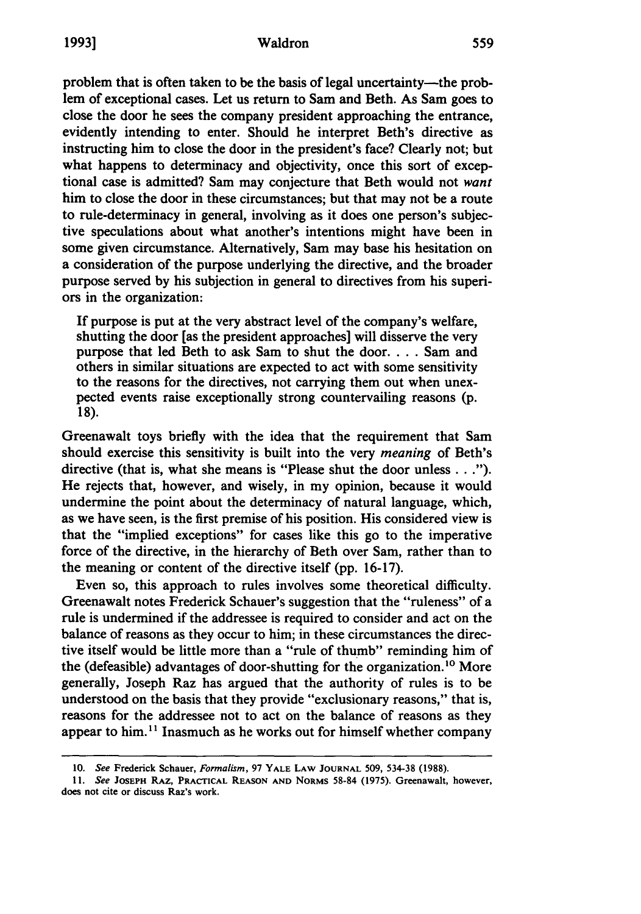problem that is often taken to be the basis of legal uncertainty—the problem of exceptional cases. Let us return to Sam and Beth. As Sam goes to close the door he sees the company president approaching the entrance, evidently intending to enter. Should he interpret Beth's directive as instructing him to close the door in the president's face? Clearly not; but what happens to determinacy and objectivity, once this sort of exceptional case is admitted? Sam may conjecture that Beth would not *want* him to close the door in these circumstances; but that may not be a route to rule-determinancy in general, involving as it does one person's subjective speculations about what another's intentions might have been in some given circumstance. Alternatively, Sam may base his hesitation on a consideration of the purpose underlying the directive, and the broader purpose served by his subjection in general to directives from his superiors in the organization:

> If purpose is put at the very abstract level of the company's welfare, shutting the door [as the president approaches] will disserve the very purpose that led Beth to ask Sam to shut the door. . . . Sam and others in similar situations are expected to act with some sensitivity to the reasons for the directives, not carrying them out when unexpected events raise exceptionally strong countervailing reasons (p. 18).

Greenawalt toys briefly with the idea that the requirement that Sam should exercise this sensitivity is built into the very *meaning* of Beth's directive (that is, what she means is "Please shut the door unless . . ."). He rejects that, however, and wisely, in my opinion, because it would undermine the point about the determinacy of natural language, which, as we have seen, is the first premise of his position. His considered view is that the "implied exceptions" for cases like this go to the imperative force of the directive, in the hierarchy of Beth over Sam, rather than to the meaning or content of the directive itself (pp. 16-17).

Even so, this approach to rules involves some theoretical difficulty. Greenawalt notes Frederick Schauer's suggestion that the "ruleness" of a rule is undermined if the addressee is required to consider and act on the balance of reasons as they occur to him; in these circumstances the directive itself would be little more than a "rule of thumb" reminding him of the (defeasible) advantages of door-shutting for the organization.[10] More generally, Joseph Raz has argued that the authority of rules is to be understood on the basis that they provide "exclusionary reasons," that is, reasons for the addressee not to act on the balance of reasons as they appear to him.[11] Inasmuch as he works out for himself whether company

---

10. *See* Frederick Schauer, *Formalism*, 97 YALE LAW JOURNAL 509, 534-38 (1988).

11. *See* JOSEPH RAZ, PRACTICAL REASON AND NORMS 58-84 (1975). Greenawalt, however, does not cite or discuss Raz's work.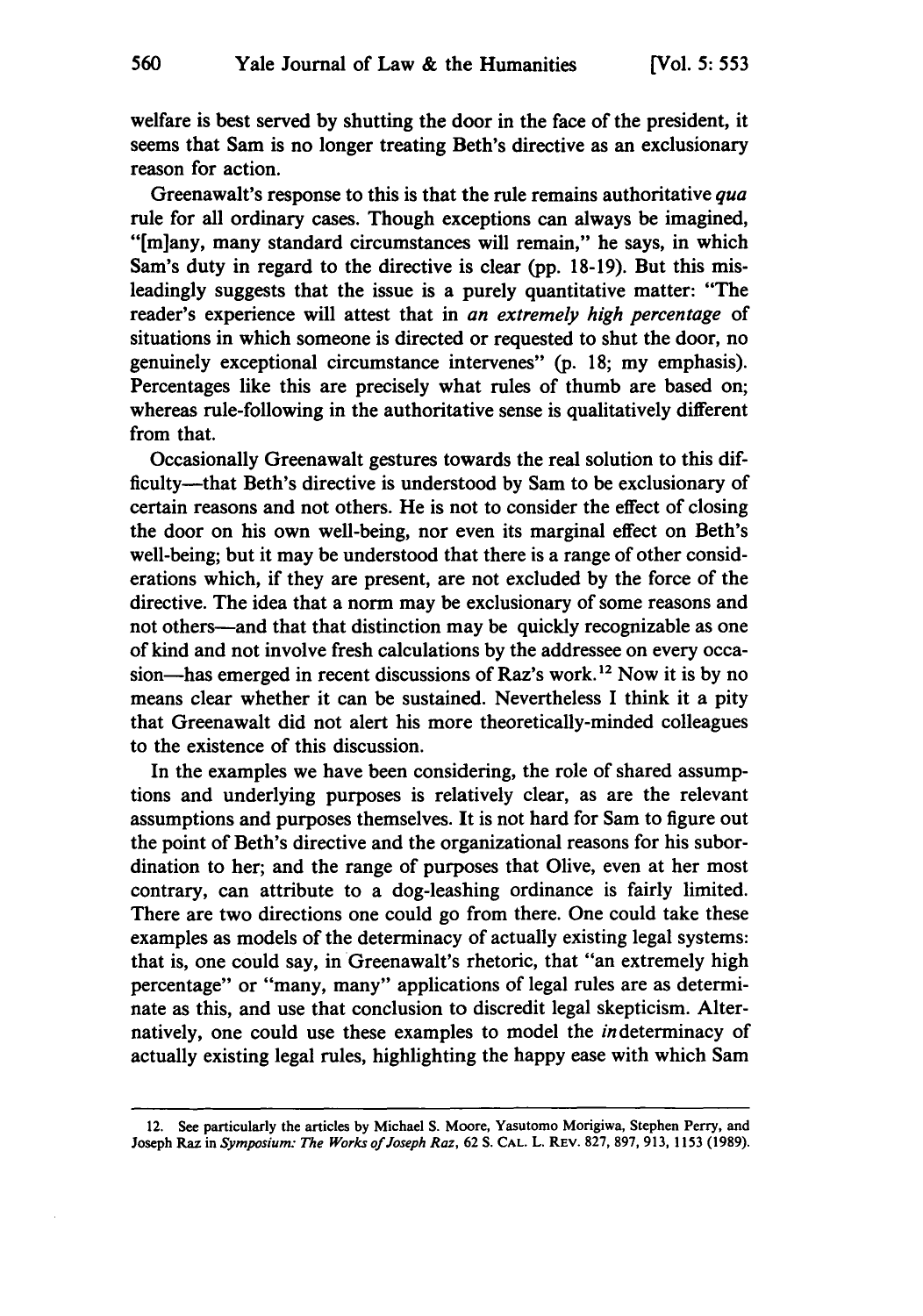welfare is best served by shutting the door in the face of the president, it seems that Sam is no longer treating Beth's directive as an exclusionary reason for action.

Greenawalt's response to this is that the rule remains authoritative *qua* rule for all ordinary cases. Though exceptions can always be imagined, "[m]any, many standard circumstances will remain," he says, in which Sam's duty in regard to the directive is clear (pp. 18-19). But this misleadingly suggests that the issue is a purely quantitative matter: "The reader's experience will attest that in *an extremely high percentage* of situations in which someone is directed or requested to shut the door, no genuinely exceptional circumstance intervenes" (p. 18; my emphasis). Percentages like this are precisely what rules of thumb are based on; whereas rule-following in the authoritative sense is qualitatively different from that.

Occasionally Greenawalt gestures towards the real solution to this difficulty—that Beth's directive is understood by Sam to be exclusionary of certain reasons and not others. He is not to consider the effect of closing the door on his own well-being, nor even its marginal effect on Beth's well-being; but it may be understood that there is a range of other considerations which, if they are present, are not excluded by the force of the directive. The idea that a norm may be exclusionary of some reasons and not others—and that that distinction may be quickly recognizable as one of kind and not involve fresh calculations by the addressee on every occasion—has emerged in recent discussions of Raz's work.[12] Now it is by no means clear whether it can be sustained. Nevertheless I think it a pity that Greenawalt did not alert his more theoretically-minded colleagues to the existence of this discussion.

In the examples we have been considering, the role of shared assumptions and underlying purposes is relatively clear, as are the relevant assumptions and purposes themselves. It is not hard for Sam to figure out the point of Beth's directive and the organizational reasons for his subordination to her; and the range of purposes that Olive, even at her most contrary, can attribute to a dog-leashing ordinance is fairly limited. There are two directions one could go from there. One could take these examples as models of the determinacy of actually existing legal systems: that is, one could say, in Greenawalt's rhetoric, that "an extremely high percentage" or "many, many" applications of legal rules are as determinate as this, and use that conclusion to discredit legal skepticism. Alternatively, one could use these examples to model the *in*determinacy of actually existing legal rules, highlighting the happy ease with which Sam

---

12. See particularly the articles by Michael S. Moore, Yasutomo Morigiwa, Stephen Perry, and Joseph Raz in *Symposium: The Works of Joseph Raz*, 62 S. CAL. L. REV. 827, 897, 913, 1153 (1989).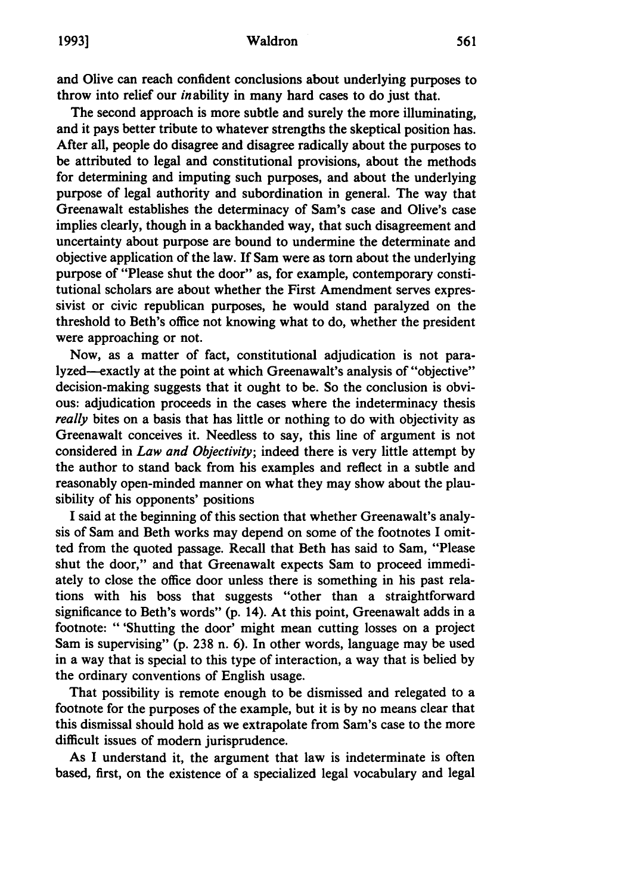and Olive can reach confident conclusions about underlying purposes to throw into relief our *in*ability in many hard cases to do just that.

The second approach is more subtle and surely the more illuminating, and it pays better tribute to whatever strengths the skeptical position has. After all, people do disagree and disagree radically about the purposes to be attributed to legal and constitutional provisions, about the methods for determining and imputing such purposes, and about the underlying purpose of legal authority and subordination in general. The way that Greenawalt establishes the determinacy of Sam's case and Olive's case implies clearly, though in a backhanded way, that such disagreement and uncertainty about purpose are bound to undermine the determinate and objective application of the law. If Sam were as torn about the underlying purpose of "Please shut the door" as, for example, contemporary constitutional scholars are about whether the First Amendment serves expressivist or civic republican purposes, he would stand paralyzed on the threshold to Beth's office not knowing what to do, whether the president were approaching or not.

Now, as a matter of fact, constitutional adjudication is not paralyzed—exactly at the point at which Greenawalt's analysis of "objective" decision-making suggests that it ought to be. So the conclusion is obvious: adjudication proceeds in the cases where the indeterminacy thesis *really* bites on a basis that has little or nothing to do with objectivity as Greenawalt conceives it. Needless to say, this line of argument is not considered in *Law and Objectivity*; indeed there is very little attempt by the author to stand back from his examples and reflect in a subtle and reasonably open-minded manner on what they may show about the plausibility of his opponents' positions

I said at the beginning of this section that whether Greenawalt's analysis of Sam and Beth works may depend on some of the footnotes I omitted from the quoted passage. Recall that Beth has said to Sam, "Please shut the door," and that Greenawalt expects Sam to proceed immediately to close the office door unless there is something in his past relations with his boss that suggests "other than a straightforward significance to Beth's words" (p. 14). At this point, Greenawalt adds in a footnote: "'Shutting the door' might mean cutting losses on a project Sam is supervising" (p. 238 n. 6). In other words, language may be used in a way that is special to this type of interaction, a way that is belied by the ordinary conventions of English usage.

That possibility is remote enough to be dismissed and relegated to a footnote for the purposes of the example, but it is by no means clear that this dismissal should hold as we extrapolate from Sam's case to the more difficult issues of modern jurisprudence.

As I understand it, the argument that law is indeterminate is often based, first, on the existence of a specialized legal vocabulary and legal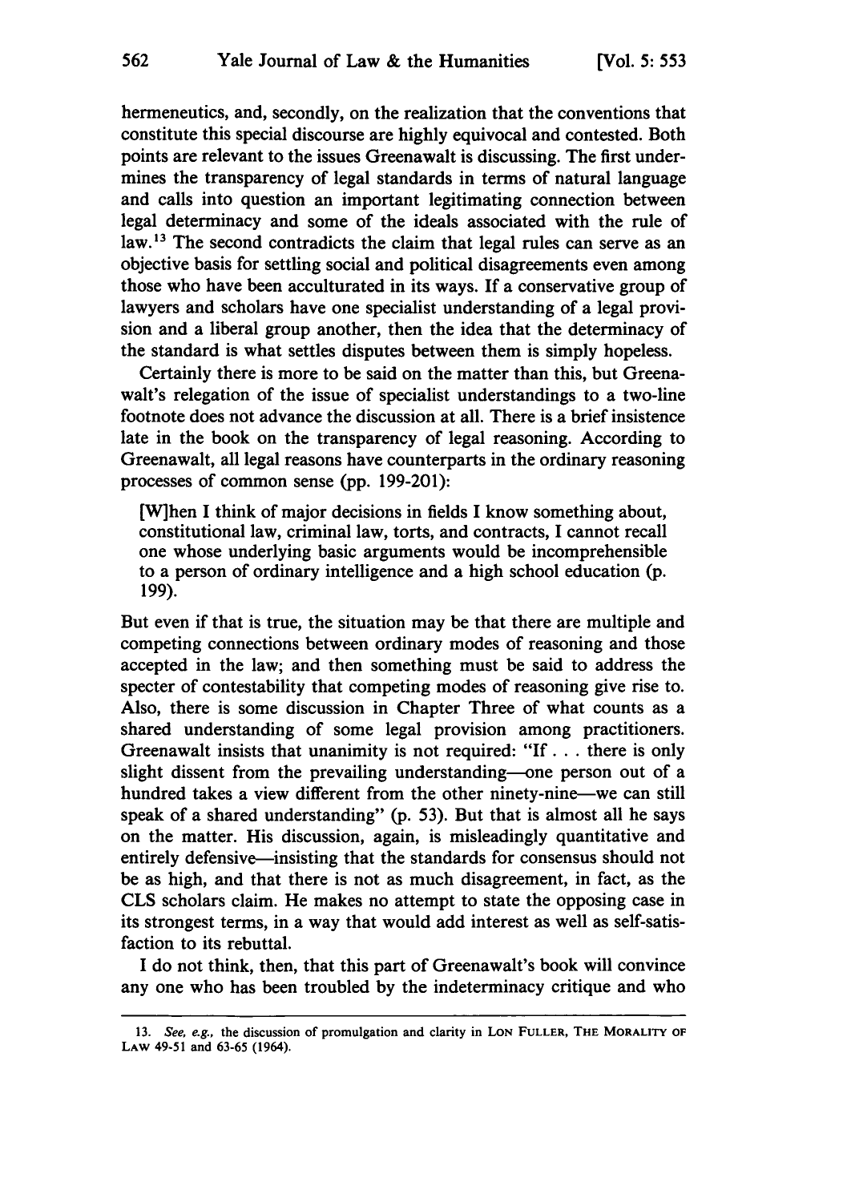hermeneutics, and, secondly, on the realization that the conventions that constitute this special discourse are highly equivocal and contested. Both points are relevant to the issues Greenawalt is discussing. The first undermines the transparency of legal standards in terms of natural language and calls into question an important legitimating connection between legal determinacy and some of the ideals associated with the rule of law.[13] The second contradicts the claim that legal rules can serve as an objective basis for settling social and political disagreements even among those who have been acculturated in its ways. If a conservative group of lawyers and scholars have one specialist understanding of a legal provision and a liberal group another, then the idea that the determinacy of the standard is what settles disputes between them is simply hopeless.

Certainly there is more to be said on the matter than this, but Greenawalt's relegation of the issue of specialist understandings to a two-line footnote does not advance the discussion at all. There is a brief insistence late in the book on the transparency of legal reasoning. According to Greenawalt, all legal reasons have counterparts in the ordinary reasoning processes of common sense (pp. 199-201):

> [W]hen I think of major decisions in fields I know something about, constitutional law, criminal law, torts, and contracts, I cannot recall one whose underlying basic arguments would be incomprehensible to a person of ordinary intelligence and a high school education (p. 199).

But even if that is true, the situation may be that there are multiple and competing connections between ordinary modes of reasoning and those accepted in the law; and then something must be said to address the specter of contestability that competing modes of reasoning give rise to. Also, there is some discussion in Chapter Three of what counts as a shared understanding of some legal provision among practitioners. Greenawalt insists that unanimity is not required: "If . . . there is only slight dissent from the prevailing understanding—one person out of a hundred takes a view different from the other ninety-nine—we can still speak of a shared understanding" (p. 53). But that is almost all he says on the matter. His discussion, again, is misleadingly quantitative and entirely defensive—insisting that the standards for consensus should not be as high, and that there is not as much disagreement, in fact, as the CLS scholars claim. He makes no attempt to state the opposing case in its strongest terms, in a way that would add interest as well as self-satisfaction to its rebuttal.

I do not think, then, that this part of Greenawalt's book will convince any one who has been troubled by the indeterminacy critique and who

---

13. *See, e.g.,* the discussion of promulgation and clarity in LON FULLER, THE MORALITY OF LAW 49-51 and 63-65 (1964).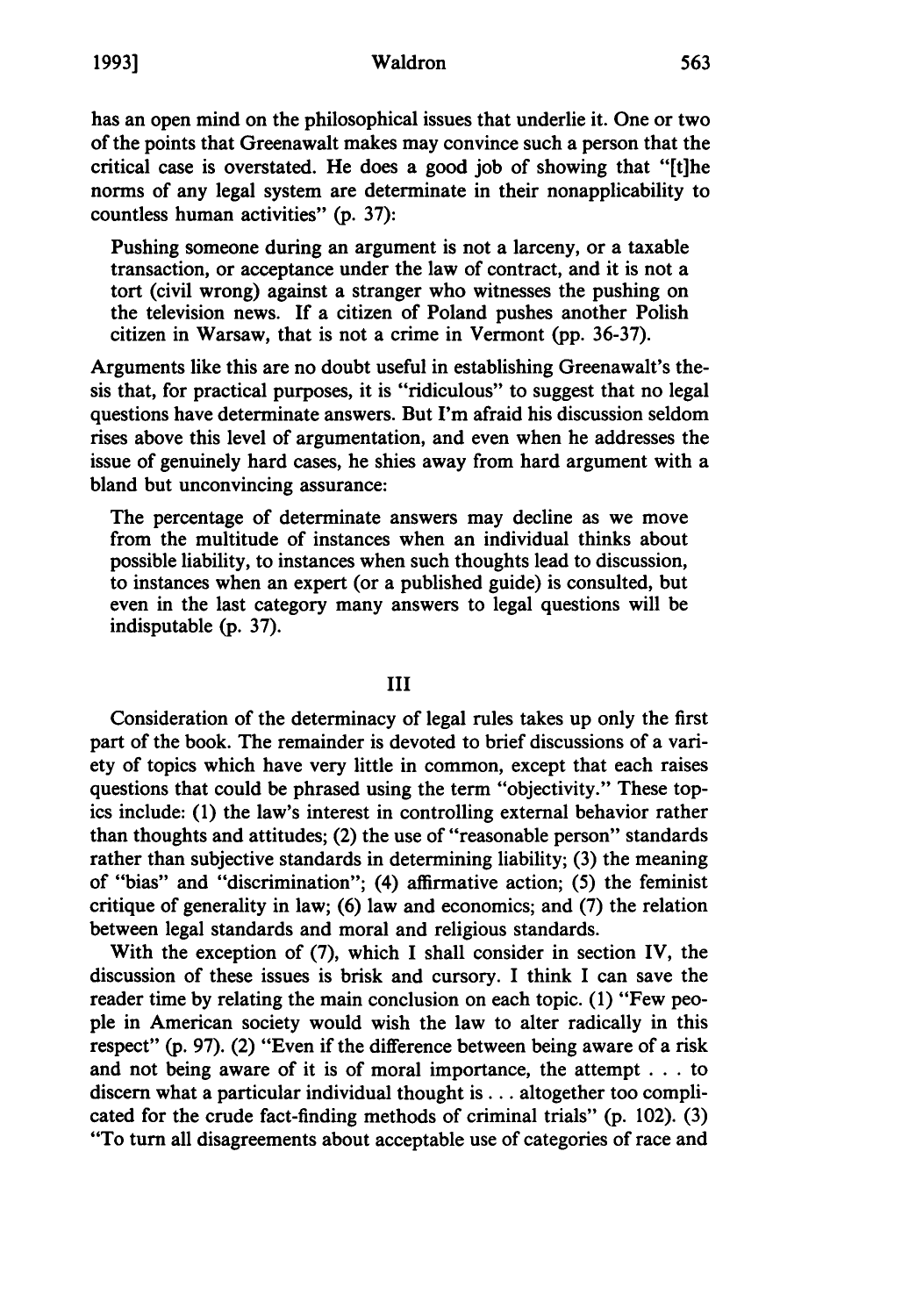has an open mind on the philosophical issues that underlie it. One or two of the points that Greenawalt makes may convince such a person that the critical case is overstated. He does a good job of showing that "[t]he norms of any legal system are determinate in their nonapplicability to countless human activities" (p. 37):

> Pushing someone during an argument is not a larceny, or a taxable transaction, or acceptance under the law of contract, and it is not a tort (civil wrong) against a stranger who witnesses the pushing on the television news. If a citizen of Poland pushes another Polish citizen in Warsaw, that is not a crime in Vermont (pp. 36-37).

Arguments like this are no doubt useful in establishing Greenawalt's thesis that, for practical purposes, it is "ridiculous" to suggest that no legal questions have determinate answers. But I'm afraid his discussion seldom rises above this level of argumentation, and even when he addresses the issue of genuinely hard cases, he shies away from hard argument with a bland but unconvincing assurance:

> The percentage of determinate answers may decline as we move from the multitude of instances when an individual thinks about possible liability, to instances when such thoughts lead to discussion, to instances when an expert (or a published guide) is consulted, but even in the last category many answers to legal questions will be indisputable (p. 37).

## III

Consideration of the determinacy of legal rules takes up only the first part of the book. The remainder is devoted to brief discussions of a variety of topics which have very little in common, except that each raises questions that could be phrased using the term "objectivity." These topics include: (1) the law's interest in controlling external behavior rather than thoughts and attitudes; (2) the use of "reasonable person" standards rather than subjective standards in determining liability; (3) the meaning of "bias" and "discrimination"; (4) affirmative action; (5) the feminist critique of generality in law; (6) law and economics; and (7) the relation between legal standards and moral and religious standards.

With the exception of (7), which I shall consider in section IV, the discussion of these issues is brisk and cursory. I think I can save the reader time by relating the main conclusion on each topic. (1) "Few people in American society would wish the law to alter radically in this respect" (p. 97). (2) "Even if the difference between being aware of a risk and not being aware of it is of moral importance, the attempt . . . to discern what a particular individual thought is . . . altogether too complicated for the crude fact-finding methods of criminal trials" (p. 102). (3) "To turn all disagreements about acceptable use of categories of race and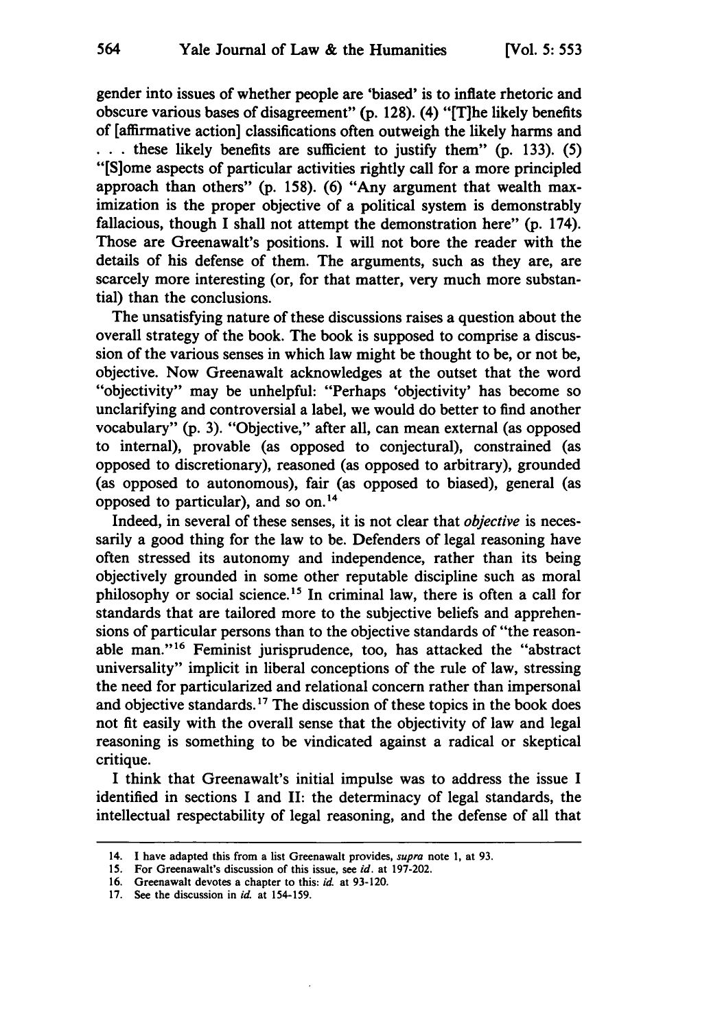gender into issues of whether people are 'biased' is to inflate rhetoric and obscure various bases of disagreement" (p. 128). (4) "[T]he likely benefits of [affirmative action] classifications often outweigh the likely harms and . . . these likely benefits are sufficient to justify them" (p. 133). (5) "[S]ome aspects of particular activities rightly call for a more principled approach than others" (p. 158). (6) "Any argument that wealth maximization is the proper objective of a political system is demonstrably fallacious, though I shall not attempt the demonstration here" (p. 174). Those are Greenawalt's positions. I will not bore the reader with the details of his defense of them. The arguments, such as they are, are scarcely more interesting (or, for that matter, very much more substantial) than the conclusions.

The unsatisfying nature of these discussions raises a question about the overall strategy of the book. The book is supposed to comprise a discussion of the various senses in which law might be thought to be, or not be, objective. Now Greenawalt acknowledges at the outset that the word "objectivity" may be unhelpful: "Perhaps 'objectivity' has become so unclarifying and controversial a label, we would do better to find another vocabulary" (p. 3). "Objective," after all, can mean external (as opposed to internal), provable (as opposed to conjectural), constrained (as opposed to discretionary), reasoned (as opposed to arbitrary), grounded (as opposed to autonomous), fair (as opposed to biased), general (as opposed to particular), and so on.[14]

Indeed, in several of these senses, it is not clear that *objective* is necessarily a good thing for the law to be. Defenders of legal reasoning have often stressed its autonomy and independence, rather than its being objectively grounded in some other reputable discipline such as moral philosophy or social science.[15] In criminal law, there is often a call for standards that are tailored more to the subjective beliefs and apprehensions of particular persons than to the objective standards of "the reasonable man."[16] Feminist jurisprudence, too, has attacked the "abstract universality" implicit in liberal conceptions of the rule of law, stressing the need for particularized and relational concern rather than impersonal and objective standards.[17] The discussion of these topics in the book does not fit easily with the overall sense that the objectivity of law and legal reasoning is something to be vindicated against a radical or skeptical critique.

I think that Greenawalt's initial impulse was to address the issue I identified in sections I and II: the determinacy of legal standards, the intellectual respectability of legal reasoning, and the defense of all that

---

14. I have adapted this from a list Greenawalt provides, *supra* note 1, at 93.

15. For Greenawalt's discussion of this issue, see *id.* at 197-202.

16. Greenawalt devotes a chapter to this: *id.* at 93-120.

17. See the discussion in *id.* at 154-159.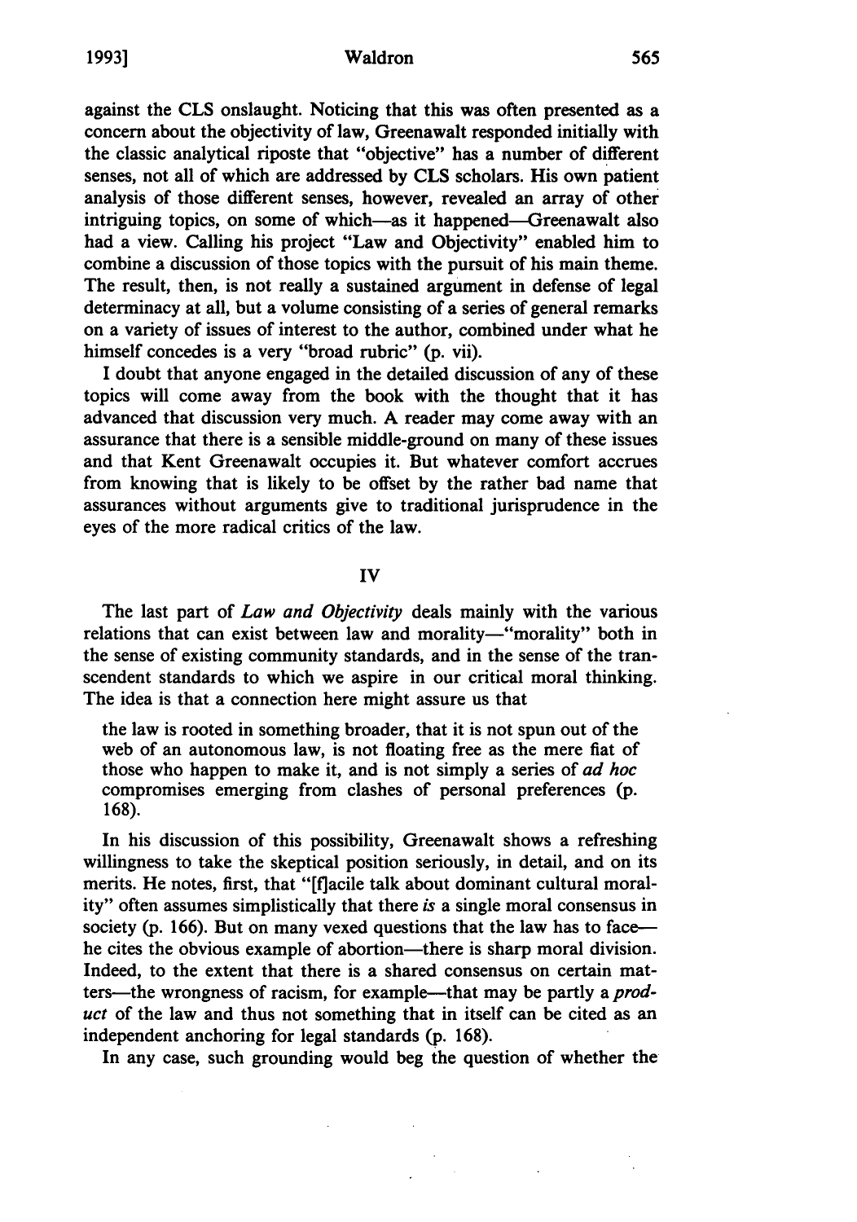against the CLS onslaught. Noticing that this was often presented as a concern about the objectivity of law, Greenawalt responded initially with the classic analytical riposte that "objective" has a number of different senses, not all of which are addressed by CLS scholars. His own patient analysis of those different senses, however, revealed an array of other intriguing topics, on some of which—as it happened—Greenawalt also had a view. Calling his project "Law and Objectivity" enabled him to combine a discussion of those topics with the pursuit of his main theme. The result, then, is not really a sustained argument in defense of legal determinacy at all, but a volume consisting of a series of general remarks on a variety of issues of interest to the author, combined under what he himself concedes is a very "broad rubric" (p. vii).

I doubt that anyone engaged in the detailed discussion of any of these topics will come away from the book with the thought that it has advanced that discussion very much. A reader may come away with an assurance that there is a sensible middle-ground on many of these issues and that Kent Greenawalt occupies it. But whatever comfort accrues from knowing that is likely to be offset by the rather bad name that assurances without arguments give to traditional jurisprudence in the eyes of the more radical critics of the law.

## IV

The last part of *Law and Objectivity* deals mainly with the various relations that can exist between law and morality—"morality" both in the sense of existing community standards, and in the sense of the transcendent standards to which we aspire in our critical moral thinking. The idea is that a connection here might assure us that

> the law is rooted in something broader, that it is not spun out of the web of an autonomous law, is not floating free as the mere fiat of those who happen to make it, and is not simply a series of *ad hoc* compromises emerging from clashes of personal preferences (p. 168).

In his discussion of this possibility, Greenawalt shows a refreshing willingness to take the skeptical position seriously, in detail, and on its merits. He notes, first, that "[f]acile talk about dominant cultural morality" often assumes simplistically that there *is* a single moral consensus in society (p. 166). But on many vexed questions that the law has to face—he cites the obvious example of abortion—there is sharp moral division. Indeed, to the extent that there is a shared consensus on certain matters—the wrongness of racism, for example—that may be partly a *product* of the law and thus not something that in itself can be cited as an independent anchoring for legal standards (p. 168).

In any case, such grounding would beg the question of whether the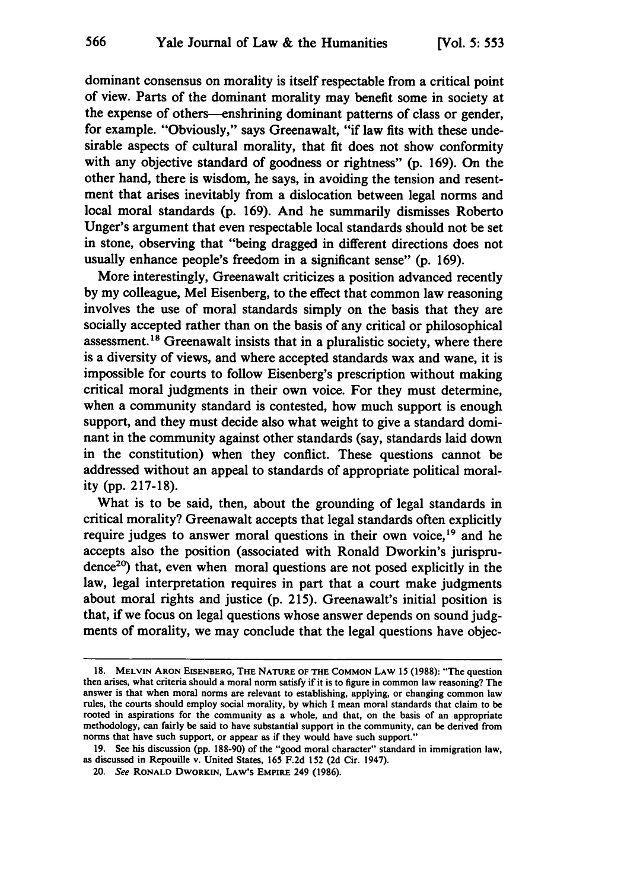dominant consensus on morality is itself respectable from a critical point of view. Parts of the dominant morality may benefit some in society at the expense of others—enshrining dominant patterns of class or gender, for example. "Obviously," says Greenawalt, "if law fits with these undesirable aspects of cultural morality, that fit does not show conformity with any objective standard of goodness or rightness" (p. 169). On the other hand, there is wisdom, he says, in avoiding the tension and resentment that arises inevitably from a dislocation between legal norms and local moral standards (p. 169). And he summarily dismisses Roberto Unger's argument that even respectable local standards should not be set in stone, observing that "being dragged in different directions does not usually enhance people's freedom in a significant sense" (p. 169).

More interestingly, Greenawalt criticizes a position advanced recently by my colleague, Mel Eisenberg, to the effect that common law reasoning involves the use of moral standards simply on the basis that they are socially accepted rather than on the basis of any critical or philosophical assessment.[18] Greenawalt insists that in a pluralistic society, where there is a diversity of views, and where accepted standards wax and wane, it is impossible for courts to follow Eisenberg's prescription without making critical moral judgments in their own voice. For they must determine, when a community standard is contested, how much support is enough support, and they must decide also what weight to give a standard dominant in the community against other standards (say, standards laid down in the constitution) when they conflict. These questions cannot be addressed without an appeal to standards of appropriate political morality (pp. 217-18).

What is to be said, then, about the grounding of legal standards in critical morality? Greenawalt accepts that legal standards often explicitly require judges to answer moral questions in their own voice,[19] and he accepts also the position (associated with Ronald Dworkin's jurisprudence[20]) that, even when moral questions are not posed explicitly in the law, legal interpretation requires in part that a court make judgments about moral rights and justice (p. 215). Greenawalt's initial position is that, if we focus on legal questions whose answer depends on sound judgments of morality, we may conclude that the legal questions have objec-

---

18. MELVIN ARON EISENBERG, THE NATURE OF THE COMMON LAW 15 (1988): "The question then arises, what criteria should a moral norm satisfy if it is to figure in common law reasoning? The answer is that when moral norms are relevant to establishing, applying, or changing common law rules, the courts should employ social morality, by which I mean moral standards that claim to be rooted in aspirations for the community as a whole, and that, on the basis of an appropriate methodology, can fairly be said to have substantial support in the community, can be derived from norms that have such support, or appear as if they would have such support."

19. See his discussion (pp. 188-90) of the "good moral character" standard in immigration law, as discussed in Repouille v. United States, 165 F.2d 152 (2d Cir. 1947).

20. *See* RONALD DWORKIN, LAW'S EMPIRE 249 (1986).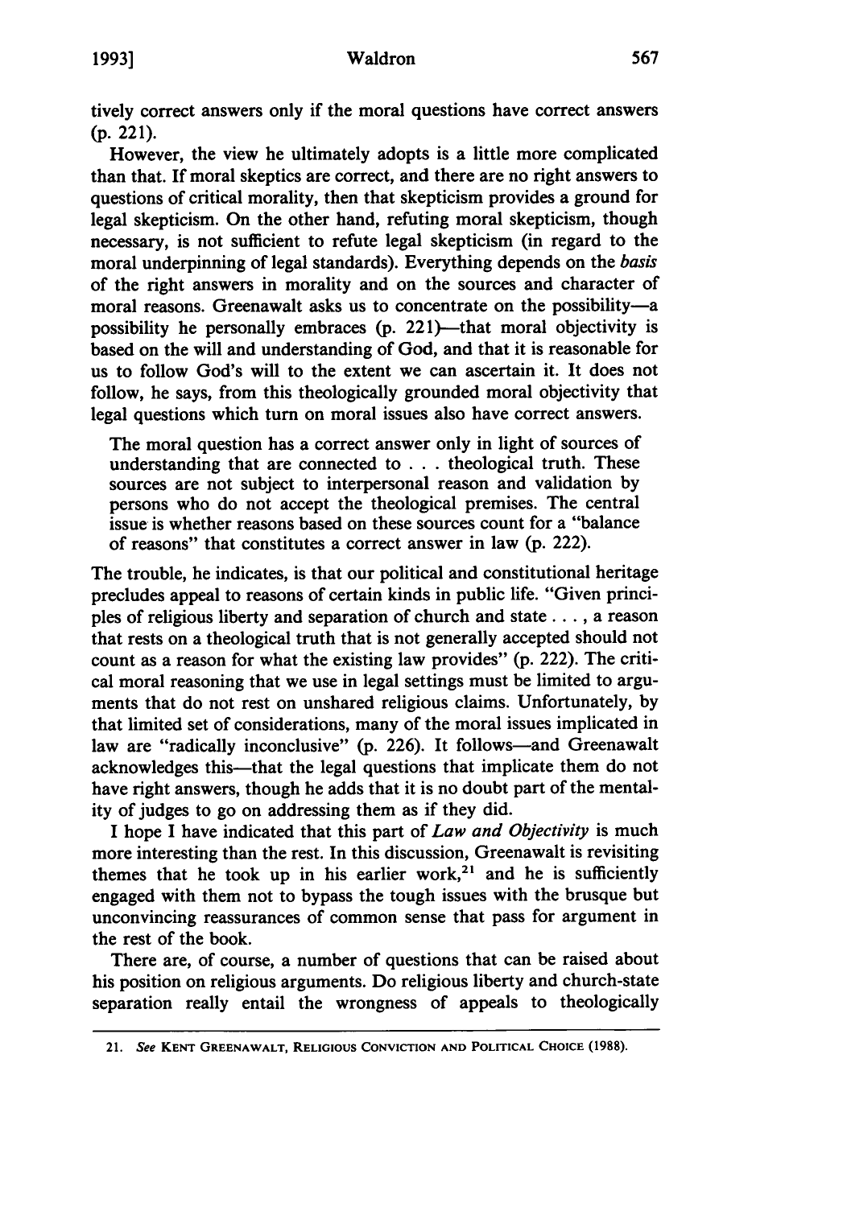tively correct answers only if the moral questions have correct answers (p. 221).

However, the view he ultimately adopts is a little more complicated than that. If moral skeptics are correct, and there are no right answers to questions of critical morality, then that skepticism provides a ground for legal skepticism. On the other hand, refuting moral skepticism, though necessary, is not sufficient to refute legal skepticism (in regard to the moral underpinning of legal standards). Everything depends on the *basis* of the right answers in morality and on the sources and character of moral reasons. Greenawalt asks us to concentrate on the possibility—a possibility he personally embraces (p. 221)—that moral objectivity is based on the will and understanding of God, and that it is reasonable for us to follow God's will to the extent we can ascertain it. It does not follow, he says, from this theologically grounded moral objectivity that legal questions which turn on moral issues also have correct answers.

> The moral question has a correct answer only in light of sources of understanding that are connected to . . . theological truth. These sources are not subject to interpersonal reason and validation by persons who do not accept the theological premises. The central issue is whether reasons based on these sources count for a "balance of reasons" that constitutes a correct answer in law (p. 222).

The trouble, he indicates, is that our political and constitutional heritage precludes appeal to reasons of certain kinds in public life. "Given principles of religious liberty and separation of church and state . . . , a reason that rests on a theological truth that is not generally accepted should not count as a reason for what the existing law provides" (p. 222). The critical moral reasoning that we use in legal settings must be limited to arguments that do not rest on unshared religious claims. Unfortunately, by that limited set of considerations, many of the moral issues implicated in law are "radically inconclusive" (p. 226). It follows—and Greenawalt acknowledges this—that the legal questions that implicate them do not have right answers, though he adds that it is no doubt part of the mentality of judges to go on addressing them as if they did.

I hope I have indicated that this part of *Law and Objectivity* is much more interesting than the rest. In this discussion, Greenawalt is revisiting themes that he took up in his earlier work,[21] and he is sufficiently engaged with them not to bypass the tough issues with the brusque but unconvincing reassurances of common sense that pass for argument in the rest of the book.

There are, of course, a number of questions that can be raised about his position on religious arguments. Do religious liberty and church-state separation really entail the wrongness of appeals to theologically

---

21. *See* KENT GREENAWALT, RELIGIOUS CONVICTION AND POLITICAL CHOICE (1988).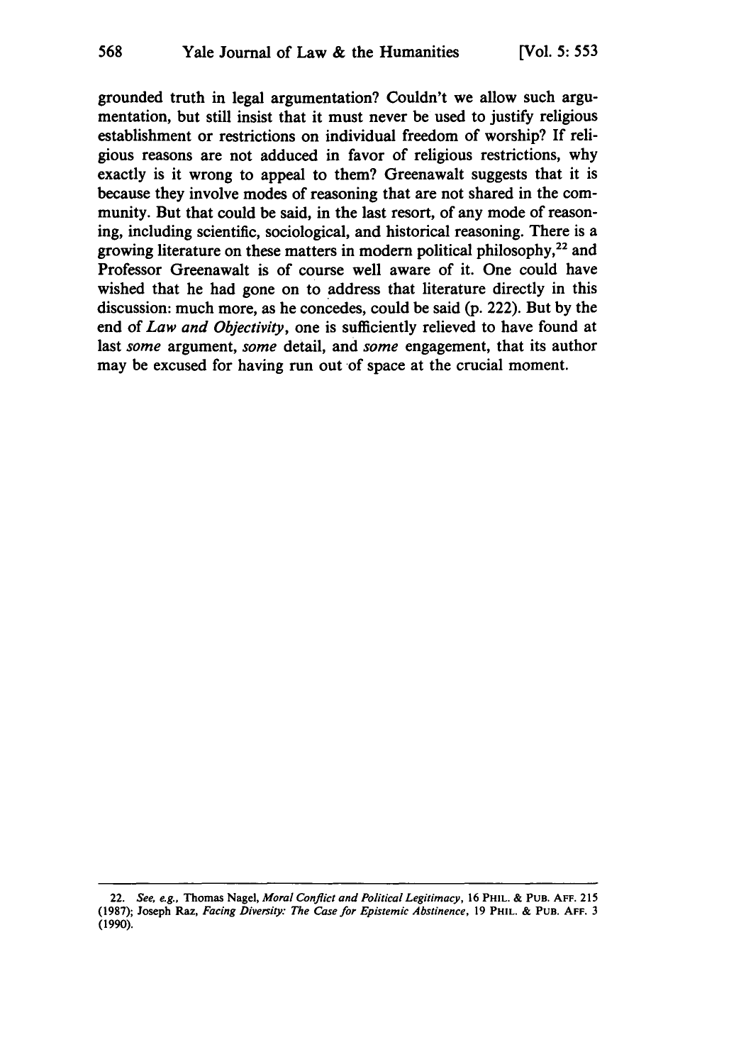grounded truth in legal argumentation? Couldn't we allow such argumentation, but still insist that it must never be used to justify religious establishment or restrictions on individual freedom of worship? If religious reasons are not adduced in favor of religious restrictions, why exactly is it wrong to appeal to them? Greenawalt suggests that it is because they involve modes of reasoning that are not shared in the community. But that could be said, in the last resort, of any mode of reasoning, including scientific, sociological, and historical reasoning. There is a growing literature on these matters in modern political philosophy,[22] and Professor Greenawalt is of course well aware of it. One could have wished that he had gone on to address that literature directly in this discussion: much more, as he concedes, could be said (p. 222). But by the end of *Law and Objectivity*, one is sufficiently relieved to have found at last *some* argument, *some* detail, and *some* engagement, that its author may be excused for having run out of space at the crucial moment.

---

22. *See, e.g.*, Thomas Nagel, *Moral Conflict and Political Legitimacy*, 16 PHIL. & PUB. AFF. 215 (1987); Joseph Raz, *Facing Diversity: The Case for Epistemic Abstinence*, 19 PHIL. & PUB. AFF. 3 (1990).